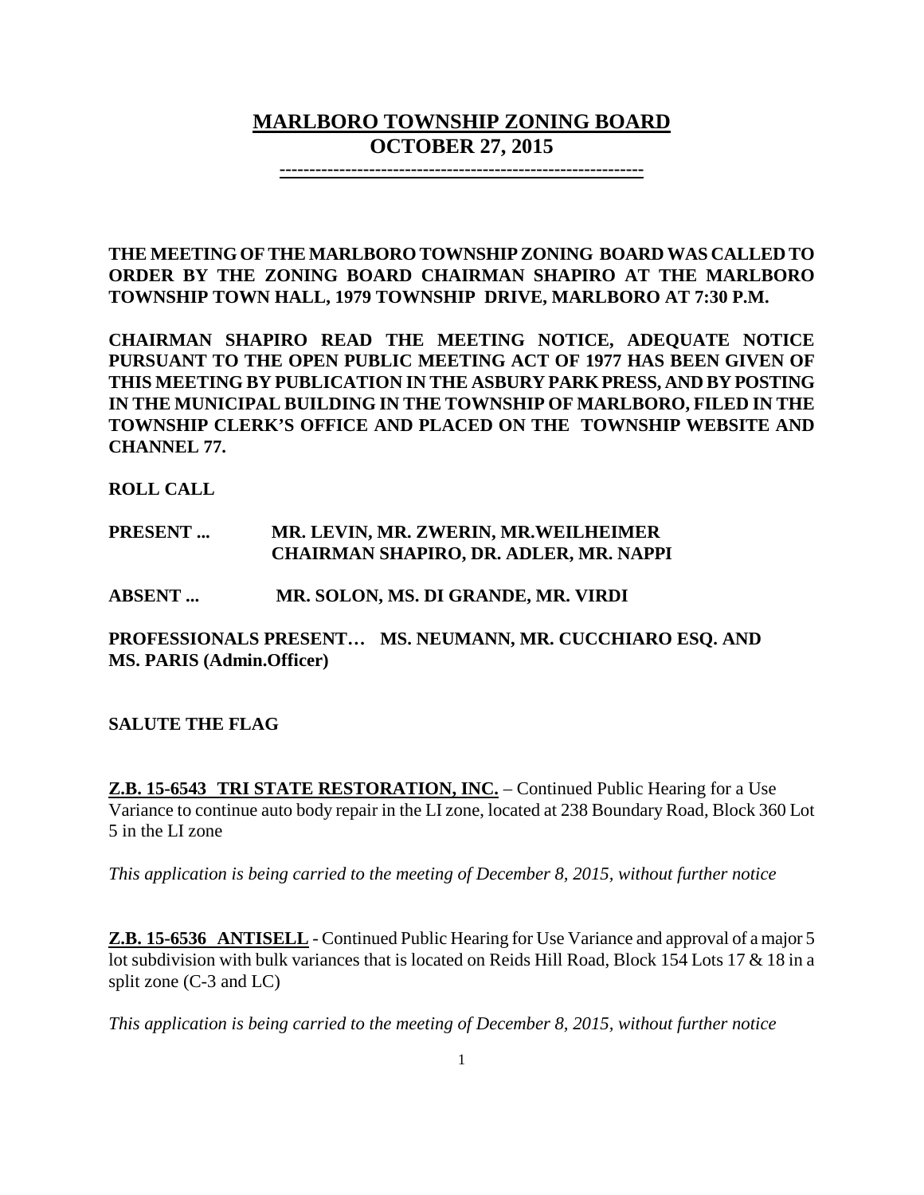# MARLBORO TOWNSHIP ZONING BOARD
## OCTOBER 27, 2015

---

**THE MEETING OF THE MARLBORO TOWNSHIP ZONING BOARD WAS CALLED TO ORDER BY THE ZONING BOARD CHAIRMAN SHAPIRO AT THE MARLBORO TOWNSHIP TOWN HALL, 1979 TOWNSHIP DRIVE, MARLBORO AT 7:30 P.M.**

**CHAIRMAN SHAPIRO READ THE MEETING NOTICE, ADEQUATE NOTICE PURSUANT TO THE OPEN PUBLIC MEETING ACT OF 1977 HAS BEEN GIVEN OF THIS MEETING BY PUBLICATION IN THE ASBURY PARK PRESS, AND BY POSTING IN THE MUNICIPAL BUILDING IN THE TOWNSHIP OF MARLBORO, FILED IN THE TOWNSHIP CLERK'S OFFICE AND PLACED ON THE TOWNSHIP WEBSITE AND CHANNEL 77.**

**ROLL CALL**

**PRESENT ...** **MR. LEVIN, MR. ZWERIN, MR.WEILHEIMER CHAIRMAN SHAPIRO, DR. ADLER, MR. NAPPI**

**ABSENT ...** **MR. SOLON, MS. DI GRANDE, MR. VIRDI**

**PROFESSIONALS PRESENT… MS. NEUMANN, MR. CUCCHIARO ESQ. AND MS. PARIS (Admin.Officer)**

**SALUTE THE FLAG**

**Z.B. 15-6543 TRI STATE RESTORATION, INC.** – Continued Public Hearing for a Use Variance to continue auto body repair in the LI zone, located at 238 Boundary Road, Block 360 Lot 5 in the LI zone

*This application is being carried to the meeting of December 8, 2015, without further notice*

**Z.B. 15-6536 ANTISELL** - Continued Public Hearing for Use Variance and approval of a major 5 lot subdivision with bulk variances that is located on Reids Hill Road, Block 154 Lots 17 & 18 in a split zone (C-3 and LC)

*This application is being carried to the meeting of December 8, 2015, without further notice*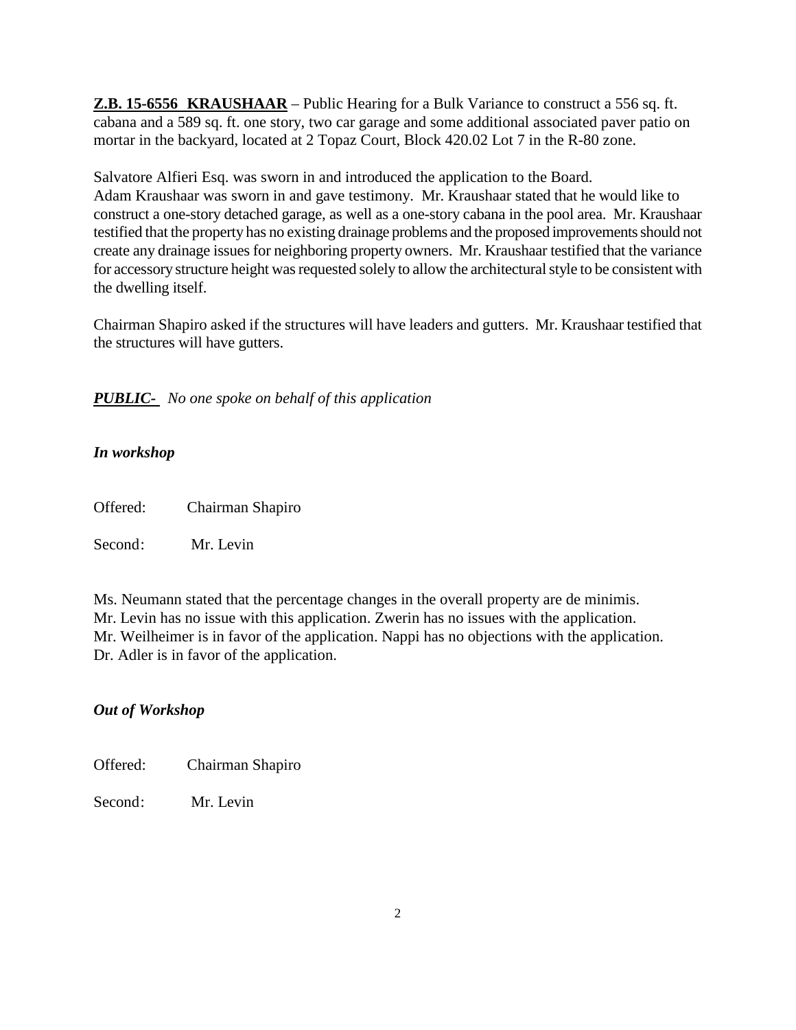**Z.B. 15-6556 KRAUSHAAR** – Public Hearing for a Bulk Variance to construct a 556 sq. ft. cabana and a 589 sq. ft. one story, two car garage and some additional associated paver patio on mortar in the backyard, located at 2 Topaz Court, Block 420.02 Lot 7 in the R-80 zone.

Salvatore Alfieri Esq. was sworn in and introduced the application to the Board.
Adam Kraushaar was sworn in and gave testimony. Mr. Kraushaar stated that he would like to construct a one-story detached garage, as well as a one-story cabana in the pool area. Mr. Kraushaar testified that the property has no existing drainage problems and the proposed improvements should not create any drainage issues for neighboring property owners. Mr. Kraushaar testified that the variance for accessory structure height was requested solely to allow the architectural style to be consistent with the dwelling itself.

Chairman Shapiro asked if the structures will have leaders and gutters. Mr. Kraushaar testified that the structures will have gutters.

***PUBLIC-*** *No one spoke on behalf of this application*

***In workshop***

Offered: Chairman Shapiro

Second: Mr. Levin

Ms. Neumann stated that the percentage changes in the overall property are de minimis.
Mr. Levin has no issue with this application. Zwerin has no issues with the application.
Mr. Weilheimer is in favor of the application. Nappi has no objections with the application.
Dr. Adler is in favor of the application.

***Out of Workshop***

Offered: Chairman Shapiro

Second: Mr. Levin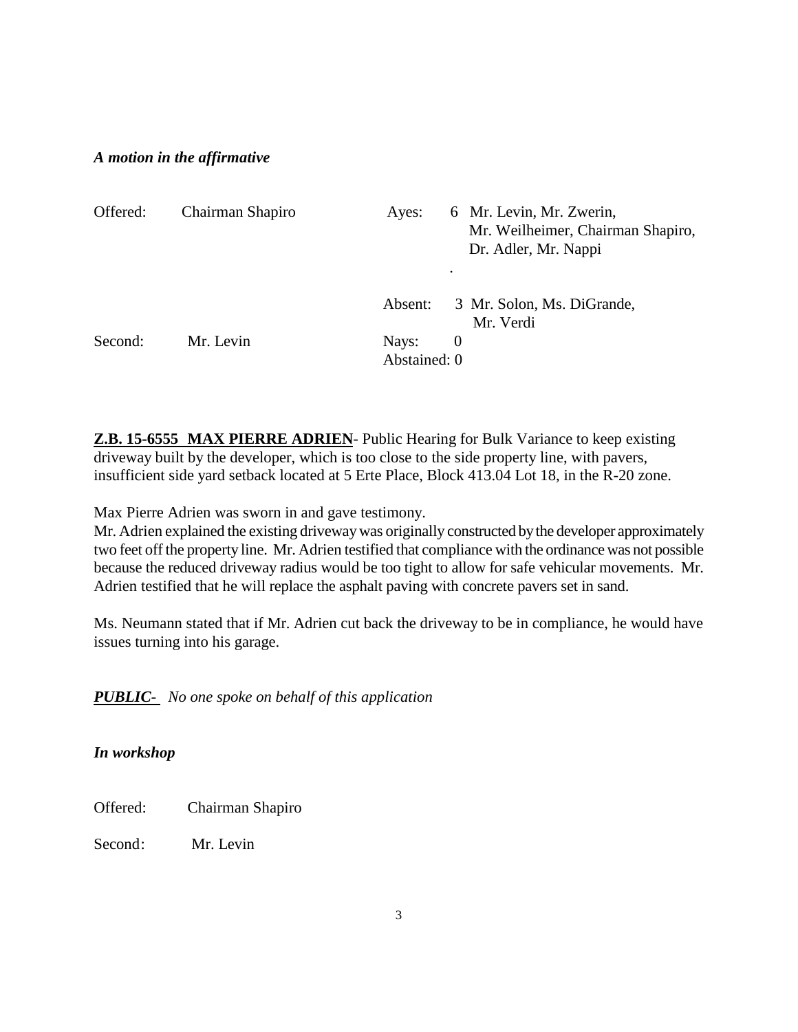***A motion in the affirmative***

| | | | |
|---|---|---|---|
| Offered: | Chairman Shapiro | Ayes: | 6 Mr. Levin, Mr. Zwerin, Mr. Weilheimer, Chairman Shapiro, Dr. Adler, Mr. Nappi |
| | | Absent: | 3 Mr. Solon, Ms. DiGrande, Mr. Verdi |
| Second: | Mr. Levin | Nays: | 0 |
| | | Abstained: | 0 |

**Z.B. 15-6555 MAX PIERRE ADRIEN**- Public Hearing for Bulk Variance to keep existing driveway built by the developer, which is too close to the side property line, with pavers, insufficient side yard setback located at 5 Erte Place, Block 413.04 Lot 18, in the R-20 zone.

Max Pierre Adrien was sworn in and gave testimony.

Mr. Adrien explained the existing driveway was originally constructed by the developer approximately two feet off the property line. Mr. Adrien testified that compliance with the ordinance was not possible because the reduced driveway radius would be too tight to allow for safe vehicular movements. Mr. Adrien testified that he will replace the asphalt paving with concrete pavers set in sand.

Ms. Neumann stated that if Mr. Adrien cut back the driveway to be in compliance, he would have issues turning into his garage.

***PUBLIC-*** *No one spoke on behalf of this application*

***In workshop***

Offered: Chairman Shapiro

Second: Mr. Levin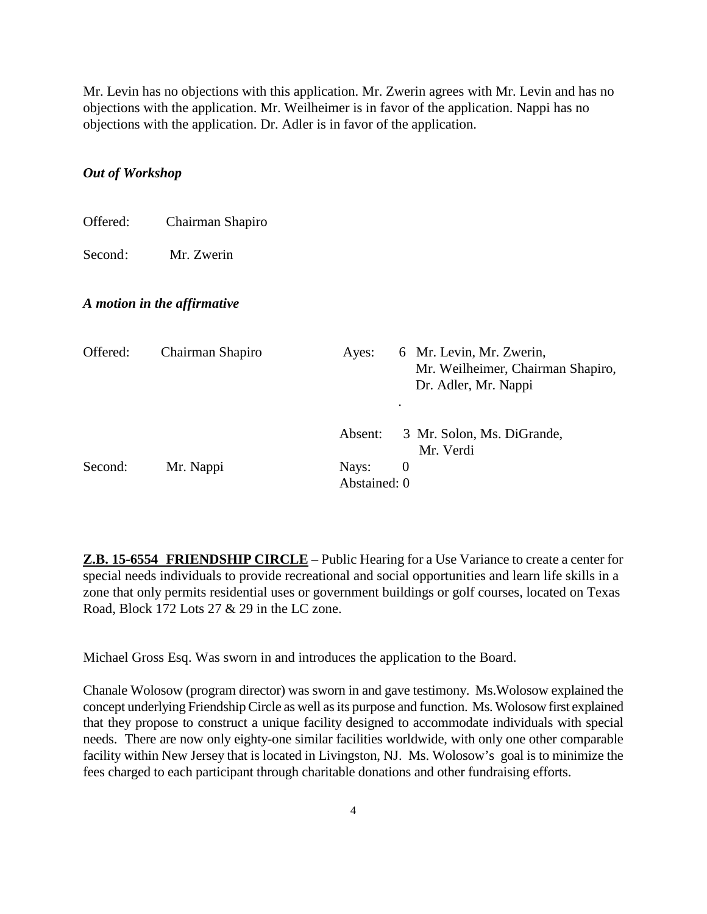Mr. Levin has no objections with this application. Mr. Zwerin agrees with Mr. Levin and has no objections with the application. Mr. Weilheimer is in favor of the application. Nappi has no objections with the application. Dr. Adler is in favor of the application.

***Out of Workshop***

Offered: Chairman Shapiro

Second: Mr. Zwerin

***A motion in the affirmative***

| | | | | |
|---|---|---|---|---|
| Offered: | Chairman Shapiro | Ayes: | 6 | Mr. Levin, Mr. Zwerin, Mr. Weilheimer, Chairman Shapiro, Dr. Adler, Mr. Nappi |
| | | Absent: | 3 | Mr. Solon, Ms. DiGrande, Mr. Verdi |
| Second: | Mr. Nappi | Nays: | 0 | |
| | | Abstained: | 0 | |

**Z.B. 15-6554 FRIENDSHIP CIRCLE** – Public Hearing for a Use Variance to create a center for special needs individuals to provide recreational and social opportunities and learn life skills in a zone that only permits residential uses or government buildings or golf courses, located on Texas Road, Block 172 Lots 27 & 29 in the LC zone.

Michael Gross Esq. Was sworn in and introduces the application to the Board.

Chanale Wolosow (program director) was sworn in and gave testimony. Ms.Wolosow explained the concept underlying Friendship Circle as well as its purpose and function. Ms. Wolosow first explained that they propose to construct a unique facility designed to accommodate individuals with special needs. There are now only eighty-one similar facilities worldwide, with only one other comparable facility within New Jersey that is located in Livingston, NJ. Ms. Wolosow's goal is to minimize the fees charged to each participant through charitable donations and other fundraising efforts.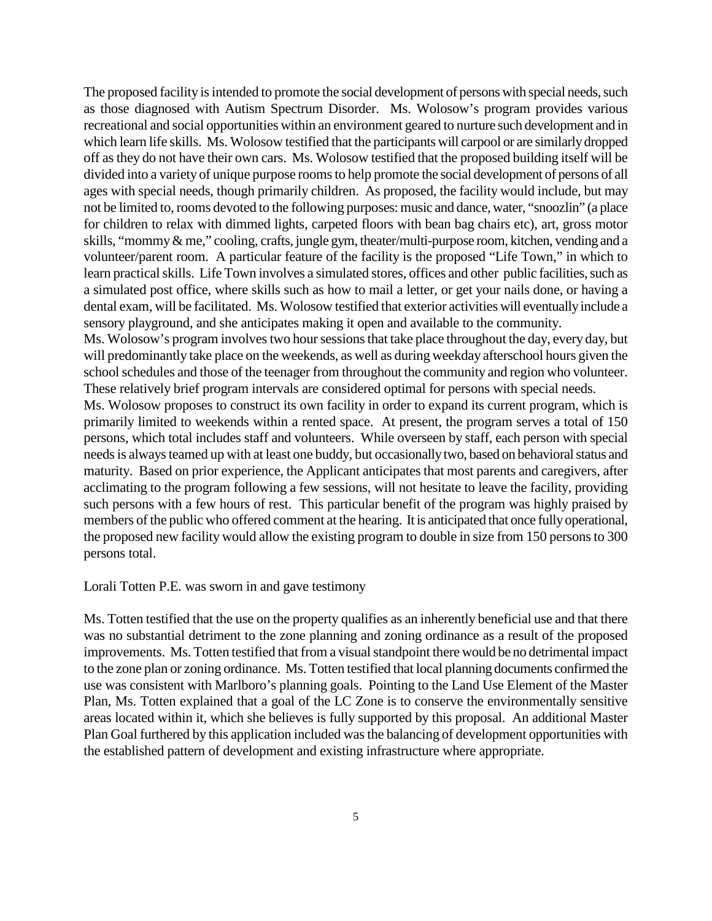The proposed facility is intended to promote the social development of persons with special needs, such as those diagnosed with Autism Spectrum Disorder. Ms. Wolosow's program provides various recreational and social opportunities within an environment geared to nurture such development and in which learn life skills. Ms. Wolosow testified that the participants will carpool or are similarly dropped off as they do not have their own cars. Ms. Wolosow testified that the proposed building itself will be divided into a variety of unique purpose rooms to help promote the social development of persons of all ages with special needs, though primarily children. As proposed, the facility would include, but may not be limited to, rooms devoted to the following purposes: music and dance, water, "snoozlin" (a place for children to relax with dimmed lights, carpeted floors with bean bag chairs etc), art, gross motor skills, "mommy & me," cooling, crafts, jungle gym, theater/multi-purpose room, kitchen, vending and a volunteer/parent room. A particular feature of the facility is the proposed "Life Town," in which to learn practical skills. Life Town involves a simulated stores, offices and other public facilities, such as a simulated post office, where skills such as how to mail a letter, or get your nails done, or having a dental exam, will be facilitated. Ms. Wolosow testified that exterior activities will eventually include a sensory playground, and she anticipates making it open and available to the community.

Ms. Wolosow's program involves two hour sessions that take place throughout the day, every day, but will predominantly take place on the weekends, as well as during weekday afterschool hours given the school schedules and those of the teenager from throughout the community and region who volunteer. These relatively brief program intervals are considered optimal for persons with special needs.

Ms. Wolosow proposes to construct its own facility in order to expand its current program, which is primarily limited to weekends within a rented space. At present, the program serves a total of 150 persons, which total includes staff and volunteers. While overseen by staff, each person with special needs is always teamed up with at least one buddy, but occasionally two, based on behavioral status and maturity. Based on prior experience, the Applicant anticipates that most parents and caregivers, after acclimating to the program following a few sessions, will not hesitate to leave the facility, providing such persons with a few hours of rest. This particular benefit of the program was highly praised by members of the public who offered comment at the hearing. It is anticipated that once fully operational, the proposed new facility would allow the existing program to double in size from 150 persons to 300 persons total.

Lorali Totten P.E. was sworn in and gave testimony

Ms. Totten testified that the use on the property qualifies as an inherently beneficial use and that there was no substantial detriment to the zone planning and zoning ordinance as a result of the proposed improvements. Ms. Totten testified that from a visual standpoint there would be no detrimental impact to the zone plan or zoning ordinance. Ms. Totten testified that local planning documents confirmed the use was consistent with Marlboro's planning goals. Pointing to the Land Use Element of the Master Plan, Ms. Totten explained that a goal of the LC Zone is to conserve the environmentally sensitive areas located within it, which she believes is fully supported by this proposal. An additional Master Plan Goal furthered by this application included was the balancing of development opportunities with the established pattern of development and existing infrastructure where appropriate.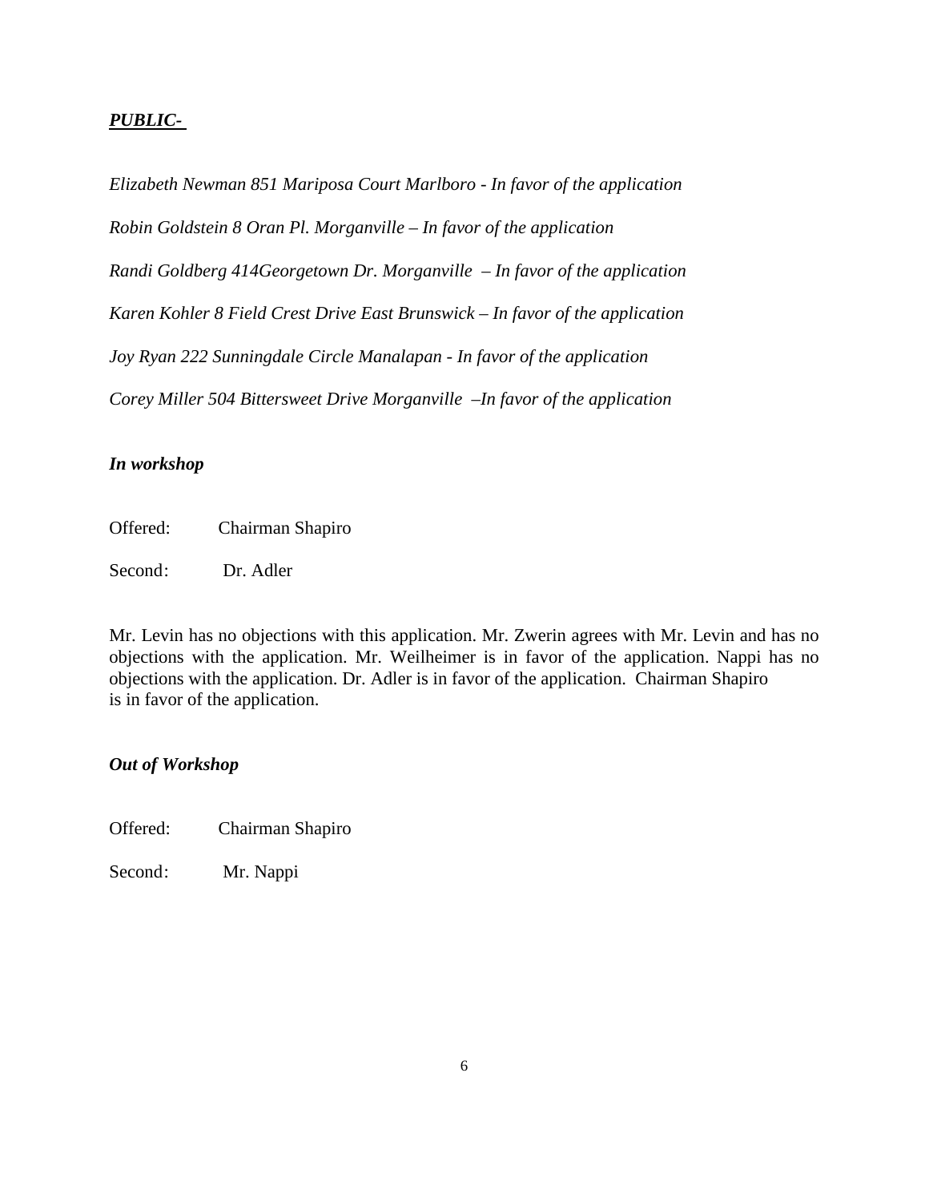***PUBLIC-***

*Elizabeth Newman 851 Mariposa Court Marlboro - In favor of the application*

*Robin Goldstein 8 Oran Pl. Morganville – In favor of the application*

*Randi Goldberg 414Georgetown Dr. Morganville – In favor of the application*

*Karen Kohler 8 Field Crest Drive East Brunswick – In favor of the application*

*Joy Ryan 222 Sunningdale Circle Manalapan - In favor of the application*

*Corey Miller 504 Bittersweet Drive Morganville –In favor of the application*

***In workshop***

Offered: Chairman Shapiro

Second: Dr. Adler

Mr. Levin has no objections with this application. Mr. Zwerin agrees with Mr. Levin and has no objections with the application. Mr. Weilheimer is in favor of the application. Nappi has no objections with the application. Dr. Adler is in favor of the application. Chairman Shapiro is in favor of the application.

***Out of Workshop***

Offered: Chairman Shapiro

Second: Mr. Nappi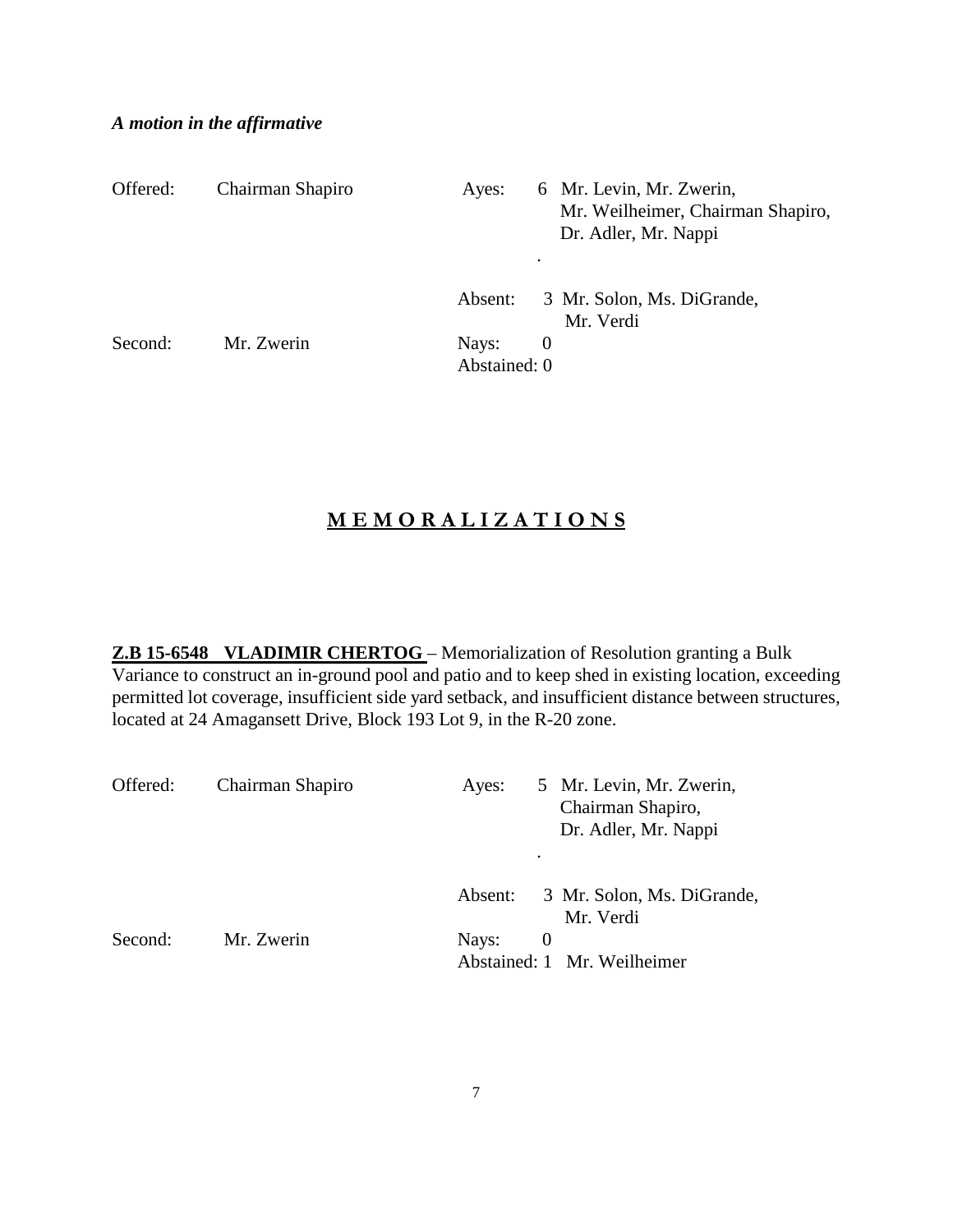***A motion in the affirmative***

| | | | |
|---|---|---|---|
| Offered: | Chairman Shapiro | Ayes: | 6 Mr. Levin, Mr. Zwerin, Mr. Weilheimer, Chairman Shapiro, Dr. Adler, Mr. Nappi |
| | | Absent: | 3 Mr. Solon, Ms. DiGrande, Mr. Verdi |
| Second: | Mr. Zwerin | Nays: | 0 |
| | | Abstained: | 0 |

## M E M O R A L I Z A T I O N S

**Z.B 15-6548 VLADIMIR CHERTOG** – Memorialization of Resolution granting a Bulk Variance to construct an in-ground pool and patio and to keep shed in existing location, exceeding permitted lot coverage, insufficient side yard setback, and insufficient distance between structures, located at 24 Amagansett Drive, Block 193 Lot 9, in the R-20 zone.

| | | | |
|---|---|---|---|
| Offered: | Chairman Shapiro | Ayes: | 5 Mr. Levin, Mr. Zwerin, Chairman Shapiro, Dr. Adler, Mr. Nappi |
| | | Absent: | 3 Mr. Solon, Ms. DiGrande, Mr. Verdi |
| Second: | Mr. Zwerin | Nays: | 0 |
| | | Abstained: | 1 Mr. Weilheimer |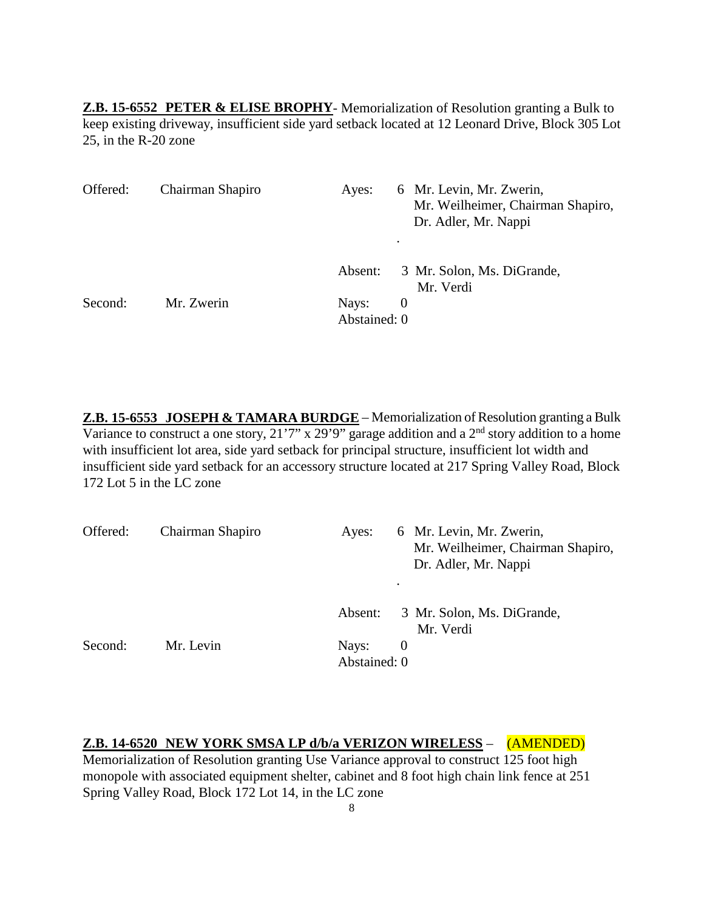**Z.B. 15-6552 PETER & ELISE BROPHY**- Memorialization of Resolution granting a Bulk to keep existing driveway, insufficient side yard setback located at 12 Leonard Drive, Block 305 Lot 25, in the R-20 zone

| | | | |
|---|---|---|---|
| Offered: | Chairman Shapiro | Ayes: 6 | Mr. Levin, Mr. Zwerin, Mr. Weilheimer, Chairman Shapiro, Dr. Adler, Mr. Nappi |
| | | Absent: 3 | Mr. Solon, Ms. DiGrande, Mr. Verdi |
| Second: | Mr. Zwerin | Nays: 0 | |
| | | Abstained: 0 | |

**Z.B. 15-6553 JOSEPH & TAMARA BURDGE** – Memorialization of Resolution granting a Bulk Variance to construct a one story, 21'7" x 29'9" garage addition and a 2nd story addition to a home with insufficient lot area, side yard setback for principal structure, insufficient lot width and insufficient side yard setback for an accessory structure located at 217 Spring Valley Road, Block 172 Lot 5 in the LC zone

| | | | |
|---|---|---|---|
| Offered: | Chairman Shapiro | Ayes: 6 | Mr. Levin, Mr. Zwerin, Mr. Weilheimer, Chairman Shapiro, Dr. Adler, Mr. Nappi |
| | | Absent: 3 | Mr. Solon, Ms. DiGrande, Mr. Verdi |
| Second: | Mr. Levin | Nays: 0 | |
| | | Abstained: 0 | |

**Z.B. 14-6520 NEW YORK SMSA LP d/b/a VERIZON WIRELESS** – (AMENDED)
Memorialization of Resolution granting Use Variance approval to construct 125 foot high monopole with associated equipment shelter, cabinet and 8 foot high chain link fence at 251 Spring Valley Road, Block 172 Lot 14, in the LC zone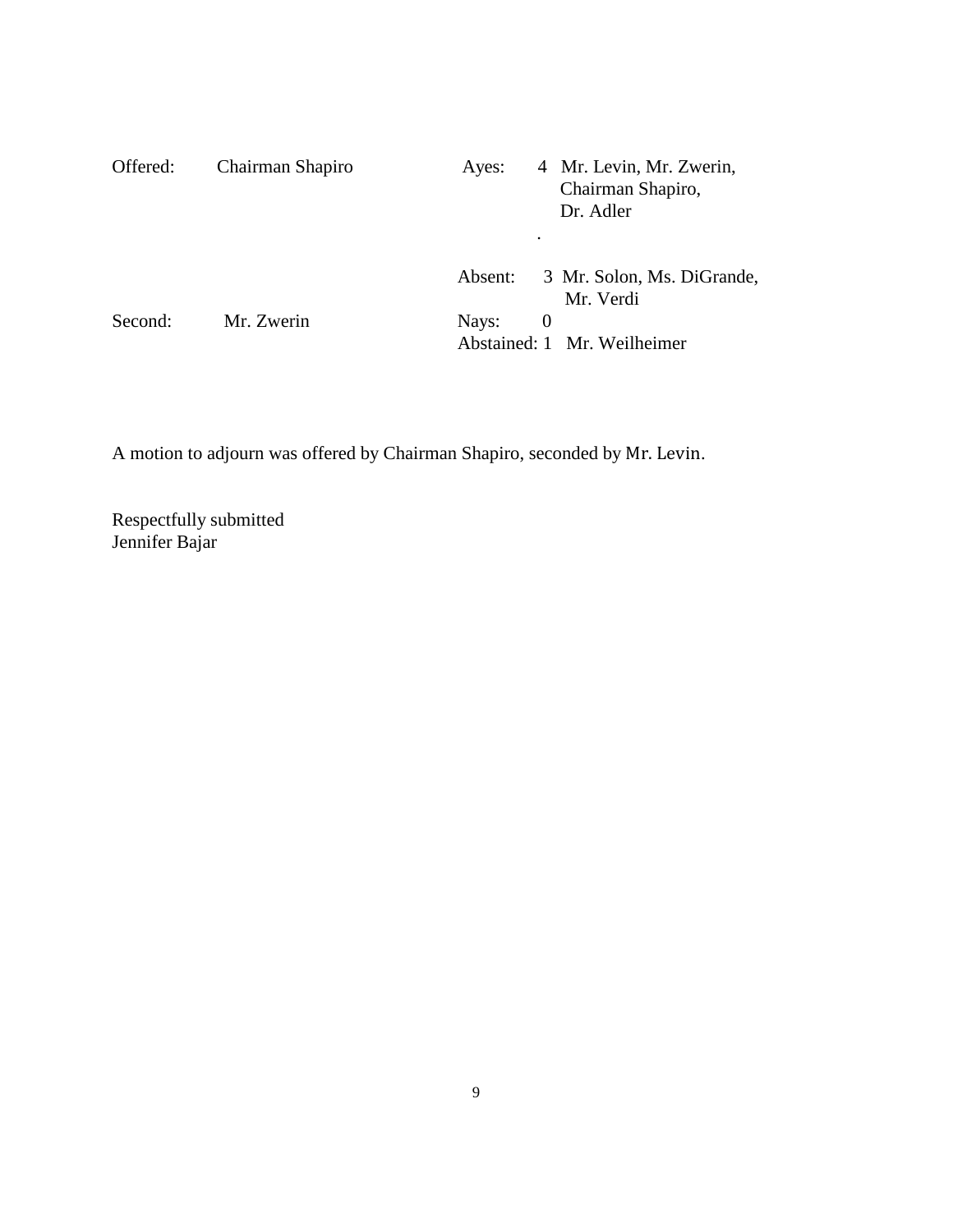| | | | | |
|---|---|---|---|---|
| Offered: | Chairman Shapiro | Ayes: | 4 | Mr. Levin, Mr. Zwerin, Chairman Shapiro, Dr. Adler |
| | | Absent: | 3 | Mr. Solon, Ms. DiGrande, Mr. Verdi |
| Second: | Mr. Zwerin | Nays: | 0 | |
| | | Abstained: | 1 | Mr. Weilheimer |

A motion to adjourn was offered by Chairman Shapiro, seconded by Mr. Levin.

Respectfully submitted
Jennifer Bajar